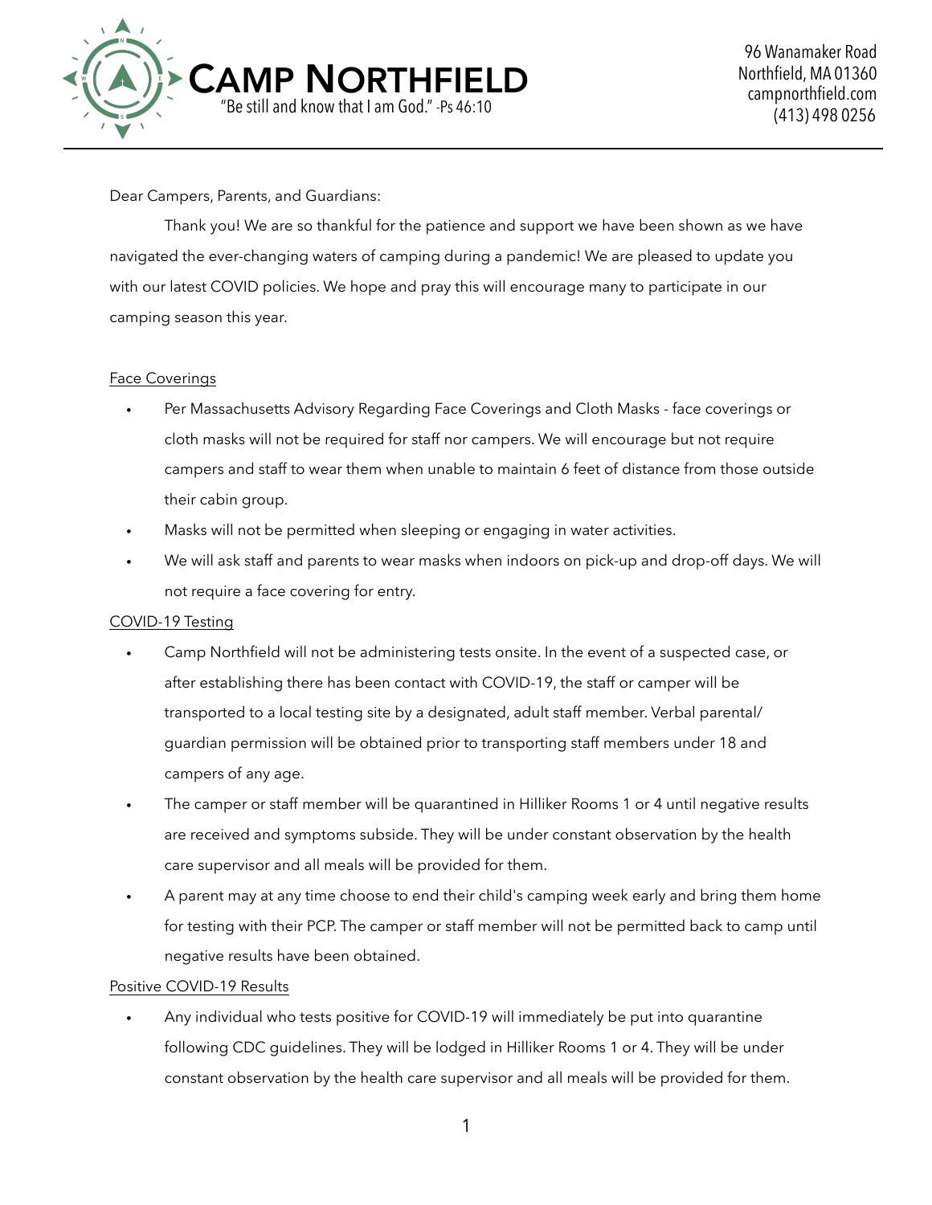# CAMP NORTHFIELD

"Be still and know that I am God." -Ps 46:10

96 Wanamaker Road
Northfield, MA 01360
campnorthfield.com
(413) 498 0256

---

Dear Campers, Parents, and Guardians:

Thank you! We are so thankful for the patience and support we have been shown as we have navigated the ever-changing waters of camping during a pandemic! We are pleased to update you with our latest COVID policies. We hope and pray this will encourage many to participate in our camping season this year.

Face Coverings

- Per Massachusetts Advisory Regarding Face Coverings and Cloth Masks - face coverings or cloth masks will not be required for staff nor campers. We will encourage but not require campers and staff to wear them when unable to maintain 6 feet of distance from those outside their cabin group.
- Masks will not be permitted when sleeping or engaging in water activities.
- We will ask staff and parents to wear masks when indoors on pick-up and drop-off days. We will not require a face covering for entry.

COVID-19 Testing

- Camp Northfield will not be administering tests onsite. In the event of a suspected case, or after establishing there has been contact with COVID-19, the staff or camper will be transported to a local testing site by a designated, adult staff member. Verbal parental/guardian permission will be obtained prior to transporting staff members under 18 and campers of any age.
- The camper or staff member will be quarantined in Hilliker Rooms 1 or 4 until negative results are received and symptoms subside. They will be under constant observation by the health care supervisor and all meals will be provided for them.
- A parent may at any time choose to end their child's camping week early and bring them home for testing with their PCP. The camper or staff member will not be permitted back to camp until negative results have been obtained.

Positive COVID-19 Results

- Any individual who tests positive for COVID-19 will immediately be put into quarantine following CDC guidelines. They will be lodged in Hilliker Rooms 1 or 4. They will be under constant observation by the health care supervisor and all meals will be provided for them.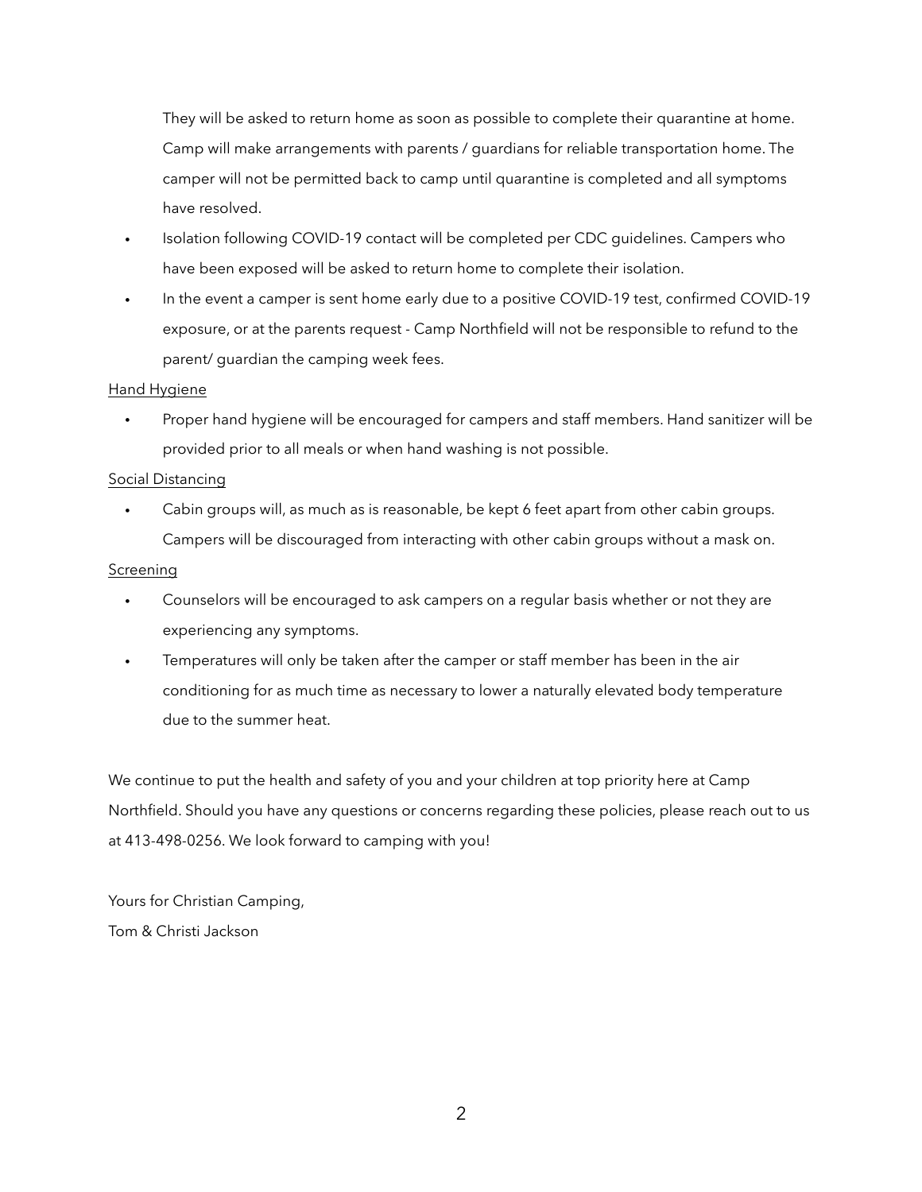They will be asked to return home as soon as possible to complete their quarantine at home. Camp will make arrangements with parents / guardians for reliable transportation home. The camper will not be permitted back to camp until quarantine is completed and all symptoms have resolved.

- Isolation following COVID-19 contact will be completed per CDC guidelines. Campers who have been exposed will be asked to return home to complete their isolation.
- In the event a camper is sent home early due to a positive COVID-19 test, confirmed COVID-19 exposure, or at the parents request - Camp Northfield will not be responsible to refund to the parent/ guardian the camping week fees.

<u>Hand Hygiene</u>

- Proper hand hygiene will be encouraged for campers and staff members. Hand sanitizer will be provided prior to all meals or when hand washing is not possible.

<u>Social Distancing</u>

- Cabin groups will, as much as is reasonable, be kept 6 feet apart from other cabin groups. Campers will be discouraged from interacting with other cabin groups without a mask on.

<u>Screening</u>

- Counselors will be encouraged to ask campers on a regular basis whether or not they are experiencing any symptoms.
- Temperatures will only be taken after the camper or staff member has been in the air conditioning for as much time as necessary to lower a naturally elevated body temperature due to the summer heat.

We continue to put the health and safety of you and your children at top priority here at Camp Northfield. Should you have any questions or concerns regarding these policies, please reach out to us at 413-498-0256. We look forward to camping with you!

Yours for Christian Camping,
Tom & Christi Jackson